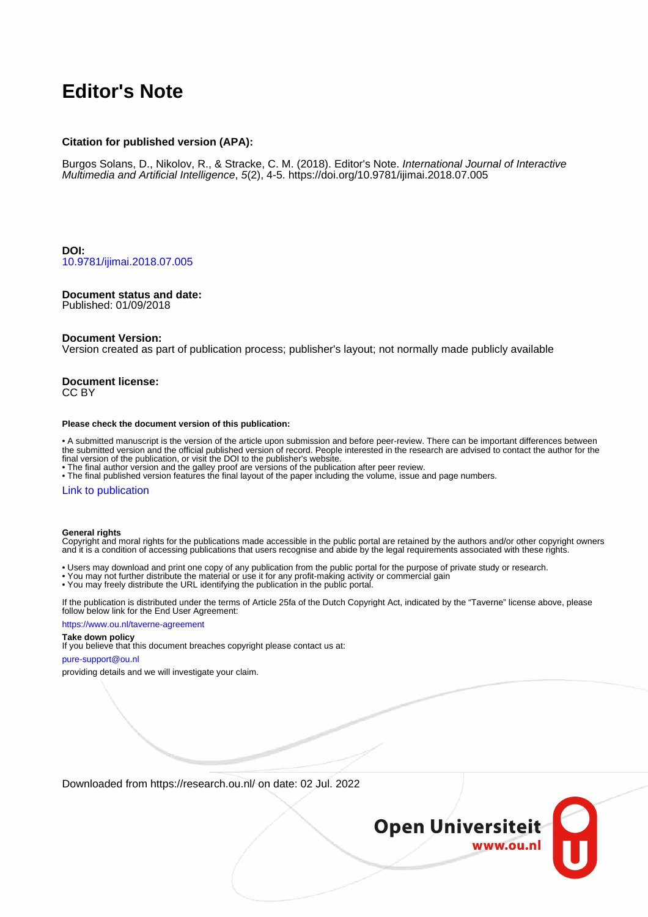# Editor's Note

**Citation for published version (APA):**

Burgos Solans, D., Nikolov, R., & Stracke, C. M. (2018). Editor's Note. *International Journal of Interactive Multimedia and Artificial Intelligence*, *5*(2), 4-5. https://doi.org/10.9781/ijimai.2018.07.005

**DOI:**
10.9781/ijimai.2018.07.005

**Document status and date:**
Published: 01/09/2018

**Document Version:**
Version created as part of publication process; publisher's layout; not normally made publicly available

**Document license:**
CC BY

**Please check the document version of this publication:**

- A submitted manuscript is the version of the article upon submission and before peer-review. There can be important differences between the submitted version and the official published version of record. People interested in the research are advised to contact the author for the final version of the publication, or visit the DOI to the publisher's website.
- The final author version and the galley proof are versions of the publication after peer review.
- The final published version features the final layout of the paper including the volume, issue and page numbers.

Link to publication

**General rights**
Copyright and moral rights for the publications made accessible in the public portal are retained by the authors and/or other copyright owners and it is a condition of accessing publications that users recognise and abide by the legal requirements associated with these rights.

- Users may download and print one copy of any publication from the public portal for the purpose of private study or research.
- You may not further distribute the material or use it for any profit-making activity or commercial gain
- You may freely distribute the URL identifying the publication in the public portal.

If the publication is distributed under the terms of Article 25fa of the Dutch Copyright Act, indicated by the "Taverne" license above, please follow below link for the End User Agreement:

https://www.ou.nl/taverne-agreement

**Take down policy**
If you believe that this document breaches copyright please contact us at:

pure-support@ou.nl

providing details and we will investigate your claim.

Downloaded from https://research.ou.nl/ on date: 02 Jul. 2022

**Open Universiteit**
**www.ou.nl**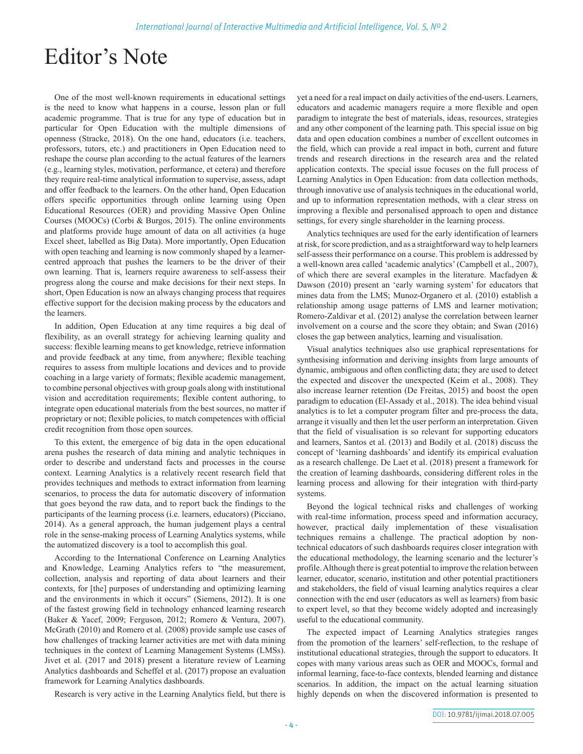# Editor's Note

One of the most well-known requirements in educational settings is the need to know what happens in a course, lesson plan or full academic programme. That is true for any type of education but in particular for Open Education with the multiple dimensions of openness (Stracke, 2018). On the one hand, educators (i.e. teachers, professors, tutors, etc.) and practitioners in Open Education need to reshape the course plan according to the actual features of the learners (e.g., learning styles, motivation, performance, et cetera) and therefore they require real-time analytical information to supervise, assess, adapt and offer feedback to the learners. On the other hand, Open Education offers specific opportunities through online learning using Open Educational Resources (OER) and providing Massive Open Online Courses (MOOCs) (Corbi & Burgos, 2015). The online environments and platforms provide huge amount of data on all activities (a huge Excel sheet, labelled as Big Data). More importantly, Open Education with open teaching and learning is now commonly shaped by a learner-centred approach that pushes the learners to be the driver of their own learning. That is, learners require awareness to self-assess their progress along the course and make decisions for their next steps. In short, Open Education is now an always changing process that requires effective support for the decision making process by the educators and the learners.

In addition, Open Education at any time requires a big deal of flexibility, as an overall strategy for achieving learning quality and success: flexible learning means to get knowledge, retrieve information and provide feedback at any time, from anywhere; flexible teaching requires to assess from multiple locations and devices and to provide coaching in a large variety of formats; flexible academic management, to combine personal objectives with group goals along with institutional vision and accreditation requirements; flexible content authoring, to integrate open educational materials from the best sources, no matter if proprietary or not; flexible policies, to match competences with official credit recognition from those open sources.

To this extent, the emergence of big data in the open educational arena pushes the research of data mining and analytic techniques in order to describe and understand facts and processes in the course context. Learning Analytics is a relatively recent research field that provides techniques and methods to extract information from learning scenarios, to process the data for automatic discovery of information that goes beyond the raw data, and to report back the findings to the participants of the learning process (i.e. learners, educators) (Picciano, 2014). As a general approach, the human judgement plays a central role in the sense-making process of Learning Analytics systems, while the automatized discovery is a tool to accomplish this goal.

According to the International Conference on Learning Analytics and Knowledge, Learning Analytics refers to "the measurement, collection, analysis and reporting of data about learners and their contexts, for [the] purposes of understanding and optimizing learning and the environments in which it occurs" (Siemens, 2012). It is one of the fastest growing field in technology enhanced learning research (Baker & Yacef, 2009; Ferguson, 2012; Romero & Ventura, 2007). McGrath (2010) and Romero et al. (2008) provide sample use cases of how challenges of tracking learner activities are met with data mining techniques in the context of Learning Management Systems (LMSs). Jivet et al. (2017 and 2018) present a literature review of Learning Analytics dashboards and Scheffel et al. (2017) propose an evaluation framework for Learning Analytics dashboards.

Research is very active in the Learning Analytics field, but there is yet a need for a real impact on daily activities of the end-users. Learners, educators and academic managers require a more flexible and open paradigm to integrate the best of materials, ideas, resources, strategies and any other component of the learning path. This special issue on big data and open education combines a number of excellent outcomes in the field, which can provide a real impact in both, current and future trends and research directions in the research area and the related application contexts. The special issue focuses on the full process of Learning Analytics in Open Education: from data collection methods, through innovative use of analysis techniques in the educational world, and up to information representation methods, with a clear stress on improving a flexible and personalised approach to open and distance settings, for every single shareholder in the learning process.

Analytics techniques are used for the early identification of learners at risk, for score prediction, and as a straightforward way to help learners self-assess their performance on a course. This problem is addressed by a well-known area called 'academic analytics' (Campbell et al., 2007), of which there are several examples in the literature. Macfadyen & Dawson (2010) present an 'early warning system' for educators that mines data from the LMS; Munoz-Organero et al. (2010) establish a relationship among usage patterns of LMS and learner motivation; Romero-Zaldivar et al. (2012) analyse the correlation between learner involvement on a course and the score they obtain; and Swan (2016) closes the gap between analytics, learning and visualisation.

Visual analytics techniques also use graphical representations for synthesising information and deriving insights from large amounts of dynamic, ambiguous and often conflicting data; they are used to detect the expected and discover the unexpected (Keim et al., 2008). They also increase learner retention (De Freitas, 2015) and boost the open paradigm to education (El-Assady et al., 2018). The idea behind visual analytics is to let a computer program filter and pre-process the data, arrange it visually and then let the user perform an interpretation. Given that the field of visualisation is so relevant for supporting educators and learners, Santos et al. (2013) and Bodily et al. (2018) discuss the concept of 'learning dashboards' and identify its empirical evaluation as a research challenge. De Laet et al. (2018) present a framework for the creation of learning dashboards, considering different roles in the learning process and allowing for their integration with third-party systems.

Beyond the logical technical risks and challenges of working with real-time information, process speed and information accuracy, however, practical daily implementation of these visualisation techniques remains a challenge. The practical adoption by non-technical educators of such dashboards requires closer integration with the educational methodology, the learning scenario and the lecturer's profile. Although there is great potential to improve the relation between learner, educator, scenario, institution and other potential practitioners and stakeholders, the field of visual learning analytics requires a clear connection with the end user (educators as well as learners) from basic to expert level, so that they become widely adopted and increasingly useful to the educational community.

The expected impact of Learning Analytics strategies ranges from the promotion of the learners' self-reflection, to the reshape of institutional educational strategies, through the support to educators. It copes with many various areas such as OER and MOOCs, formal and informal learning, face-to-face contexts, blended learning and distance scenarios. In addition, the impact on the actual learning situation highly depends on when the discovered information is presented to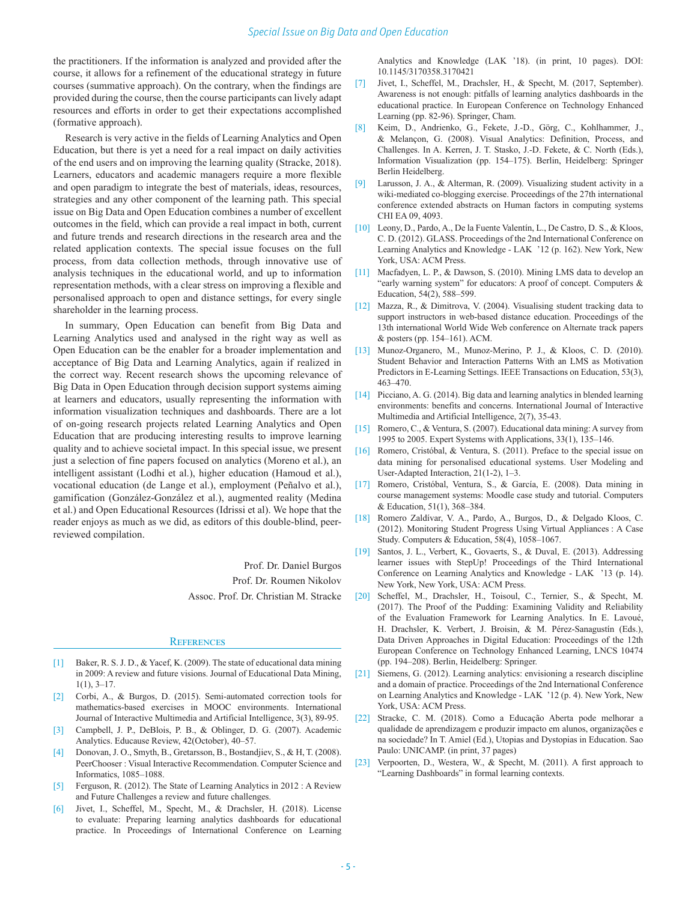the practitioners. If the information is analyzed and provided after the course, it allows for a refinement of the educational strategy in future courses (summative approach). On the contrary, when the findings are provided during the course, then the course participants can lively adapt resources and efforts in order to get their expectations accomplished (formative approach).

Research is very active in the fields of Learning Analytics and Open Education, but there is yet a need for a real impact on daily activities of the end users and on improving the learning quality (Stracke, 2018). Learners, educators and academic managers require a more flexible and open paradigm to integrate the best of materials, ideas, resources, strategies and any other component of the learning path. This special issue on Big Data and Open Education combines a number of excellent outcomes in the field, which can provide a real impact in both, current and future trends and research directions in the research area and the related application contexts. The special issue focuses on the full process, from data collection methods, through innovative use of analysis techniques in the educational world, and up to information representation methods, with a clear stress on improving a flexible and personalised approach to open and distance settings, for every single shareholder in the learning process.

In summary, Open Education can benefit from Big Data and Learning Analytics used and analysed in the right way as well as Open Education can be the enabler for a broader implementation and acceptance of Big Data and Learning Analytics, again if realized in the correct way. Recent research shows the upcoming relevance of Big Data in Open Education through decision support systems aiming at learners and educators, usually representing the information with information visualization techniques and dashboards. There are a lot of on-going research projects related Learning Analytics and Open Education that are producing interesting results to improve learning quality and to achieve societal impact. In this special issue, we present just a selection of fine papers focused on analytics (Moreno et al.), an intelligent assistant (Lodhi et al.), higher education (Hamoud et al.), vocational education (de Lange et al.), employment (Peñalvo et al.), gamification (González-González et al.), augmented reality (Medina et al.) and Open Educational Resources (Idrissi et al). We hope that the reader enjoys as much as we did, as editors of this double-blind, peer-reviewed compilation.

Prof. Dr. Daniel Burgos

Prof. Dr. Roumen Nikolov

Assoc. Prof. Dr. Christian M. Stracke

## References

[1] Baker, R. S. J. D., & Yacef, K. (2009). The state of educational data mining in 2009: A review and future visions. Journal of Educational Data Mining, 1(1), 3–17.

[2] Corbi, A., & Burgos, D. (2015). Semi-automated correction tools for mathematics-based exercises in MOOC environments. International Journal of Interactive Multimedia and Artificial Intelligence, 3(3), 89-95.

[3] Campbell, J. P., DeBlois, P. B., & Oblinger, D. G. (2007). Academic Analytics. Educause Review, 42(October), 40–57.

[4] Donovan, J. O., Smyth, B., Gretarsson, B., Bostandjiev, S., & H, T. (2008). PeerChooser : Visual Interactive Recommendation. Computer Science and Informatics, 1085–1088.

[5] Ferguson, R. (2012). The State of Learning Analytics in 2012 : A Review and Future Challenges a review and future challenges.

[6] Jivet, I., Scheffel, M., Specht, M., & Drachsler, H. (2018). License to evaluate: Preparing learning analytics dashboards for educational practice. In Proceedings of International Conference on Learning Analytics and Knowledge (LAK '18). (in print, 10 pages). DOI: 10.1145/3170358.3170421

[7] Jivet, I., Scheffel, M., Drachsler, H., & Specht, M. (2017, September). Awareness is not enough: pitfalls of learning analytics dashboards in the educational practice. In European Conference on Technology Enhanced Learning (pp. 82-96). Springer, Cham.

[8] Keim, D., Andrienko, G., Fekete, J.-D., Görg, C., Kohlhammer, J., & Melançon, G. (2008). Visual Analytics: Definition, Process, and Challenges. In A. Kerren, J. T. Stasko, J.-D. Fekete, & C. North (Eds.), Information Visualization (pp. 154–175). Berlin, Heidelberg: Springer Berlin Heidelberg.

[9] Larusson, J. A., & Alterman, R. (2009). Visualizing student activity in a wiki-mediated co-blogging exercise. Proceedings of the 27th international conference extended abstracts on Human factors in computing systems CHI EA 09, 4093.

[10] Leony, D., Pardo, A., De la Fuente Valentín, L., De Castro, D. S., & Kloos, C. D. (2012). GLASS. Proceedings of the 2nd International Conference on Learning Analytics and Knowledge - LAK '12 (p. 162). New York, New York, USA: ACM Press.

[11] Macfadyen, L. P., & Dawson, S. (2010). Mining LMS data to develop an "early warning system" for educators: A proof of concept. Computers & Education, 54(2), 588–599.

[12] Mazza, R., & Dimitrova, V. (2004). Visualising student tracking data to support instructors in web-based distance education. Proceedings of the 13th international World Wide Web conference on Alternate track papers & posters (pp. 154–161). ACM.

[13] Munoz-Organero, M., Munoz-Merino, P. J., & Kloos, C. D. (2010). Student Behavior and Interaction Patterns With an LMS as Motivation Predictors in E-Learning Settings. IEEE Transactions on Education, 53(3), 463–470.

[14] Picciano, A. G. (2014). Big data and learning analytics in blended learning environments: benefits and concerns. International Journal of Interactive Multimedia and Artificial Intelligence, 2(7), 35-43.

[15] Romero, C., & Ventura, S. (2007). Educational data mining: A survey from 1995 to 2005. Expert Systems with Applications, 33(1), 135–146.

[16] Romero, Cristóbal, & Ventura, S. (2011). Preface to the special issue on data mining for personalised educational systems. User Modeling and User-Adapted Interaction, 21(1-2), 1–3.

[17] Romero, Cristóbal, Ventura, S., & García, E. (2008). Data mining in course management systems: Moodle case study and tutorial. Computers & Education, 51(1), 368–384.

[18] Romero Zaldívar, V. A., Pardo, A., Burgos, D., & Delgado Kloos, C. (2012). Monitoring Student Progress Using Virtual Appliances : A Case Study. Computers & Education, 58(4), 1058–1067.

[19] Santos, J. L., Verbert, K., Govaerts, S., & Duval, E. (2013). Addressing learner issues with StepUp! Proceedings of the Third International Conference on Learning Analytics and Knowledge - LAK '13 (p. 14). New York, New York, USA: ACM Press.

[20] Scheffel, M., Drachsler, H., Toisoul, C., Ternier, S., & Specht, M. (2017). The Proof of the Pudding: Examining Validity and Reliability of the Evaluation Framework for Learning Analytics. In E. Lavoué, H. Drachsler, K. Verbert, J. Broisin, & M. Pérez-Sanagustín (Eds.), Data Driven Approaches in Digital Education: Proceedings of the 12th European Conference on Technology Enhanced Learning, LNCS 10474 (pp. 194–208). Berlin, Heidelberg: Springer.

[21] Siemens, G. (2012). Learning analytics: envisioning a research discipline and a domain of practice. Proceedings of the 2nd International Conference on Learning Analytics and Knowledge - LAK '12 (p. 4). New York, New York, USA: ACM Press.

[22] Stracke, C. M. (2018). Como a Educação Aberta pode melhorar a qualidade de aprendizagem e produzir impacto em alunos, organizações e na sociedade? In T. Amiel (Ed.), Utopias and Dystopias in Education. Sao Paulo: UNICAMP. (in print, 37 pages)

[23] Verpoorten, D., Westera, W., & Specht, M. (2011). A first approach to "Learning Dashboards" in formal learning contexts.